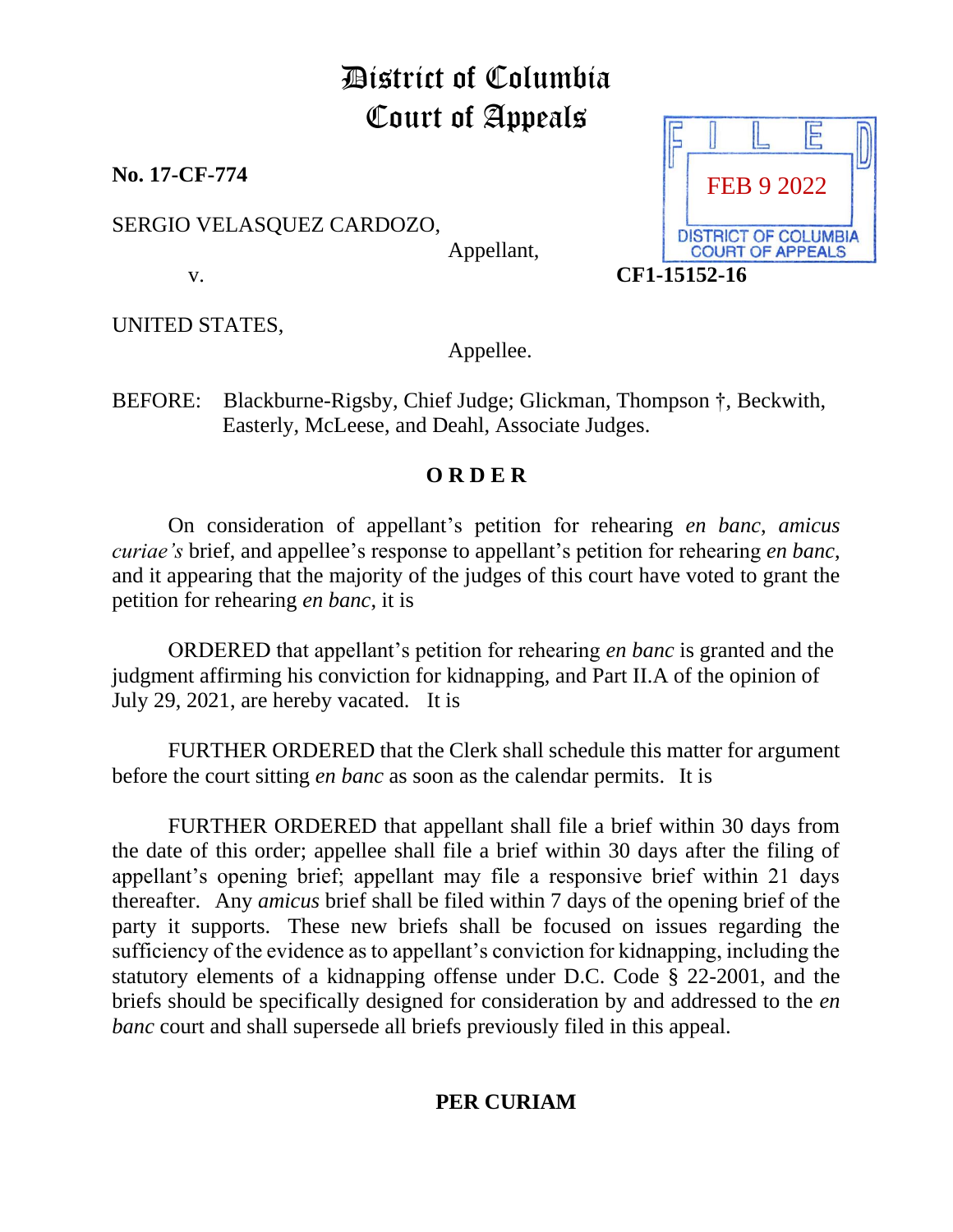# District of Columbia Court of Appeals

**No. 17-CF-774**

FILED
FEB 9 2022
DISTRICT OF COLUMBIA COURT OF APPEALS

SERGIO VELASQUEZ CARDOZO,

Appellant,

v. **CF1-15152-16**

UNITED STATES,

Appellee.

BEFORE: Blackburne-Rigsby, Chief Judge; Glickman, Thompson †, Beckwith, Easterly, McLeese, and Deahl, Associate Judges.

**O R D E R**

On consideration of appellant's petition for rehearing *en banc*, *amicus curiae's* brief, and appellee's response to appellant's petition for rehearing *en banc*, and it appearing that the majority of the judges of this court have voted to grant the petition for rehearing *en banc*, it is

ORDERED that appellant's petition for rehearing *en banc* is granted and the judgment affirming his conviction for kidnapping, and Part II.A of the opinion of July 29, 2021, are hereby vacated. It is

FURTHER ORDERED that the Clerk shall schedule this matter for argument before the court sitting *en banc* as soon as the calendar permits. It is

FURTHER ORDERED that appellant shall file a brief within 30 days from the date of this order; appellee shall file a brief within 30 days after the filing of appellant's opening brief; appellant may file a responsive brief within 21 days thereafter. Any *amicus* brief shall be filed within 7 days of the opening brief of the party it supports. These new briefs shall be focused on issues regarding the sufficiency of the evidence as to appellant's conviction for kidnapping, including the statutory elements of a kidnapping offense under D.C. Code § 22-2001, and the briefs should be specifically designed for consideration by and addressed to the *en banc* court and shall supersede all briefs previously filed in this appeal.

**PER CURIAM**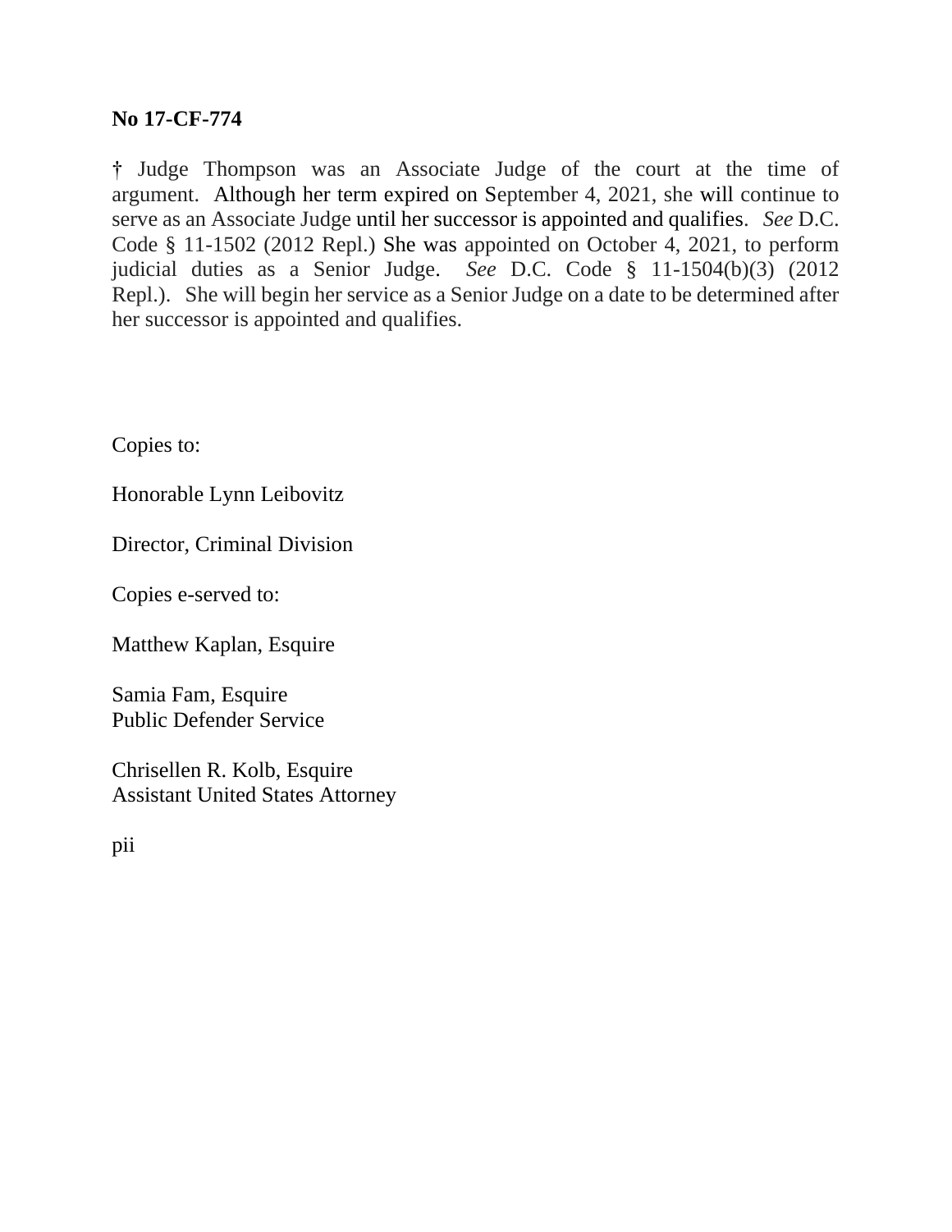**No 17-CF-774**

† Judge Thompson was an Associate Judge of the court at the time of argument. Although her term expired on September 4, 2021, she will continue to serve as an Associate Judge until her successor is appointed and qualifies. *See* D.C. Code § 11-1502 (2012 Repl.) She was appointed on October 4, 2021, to perform judicial duties as a Senior Judge. *See* D.C. Code § 11-1504(b)(3) (2012 Repl.). She will begin her service as a Senior Judge on a date to be determined after her successor is appointed and qualifies.

Copies to:

Honorable Lynn Leibovitz

Director, Criminal Division

Copies e-served to:

Matthew Kaplan, Esquire

Samia Fam, Esquire
Public Defender Service

Chrisellen R. Kolb, Esquire
Assistant United States Attorney

pii